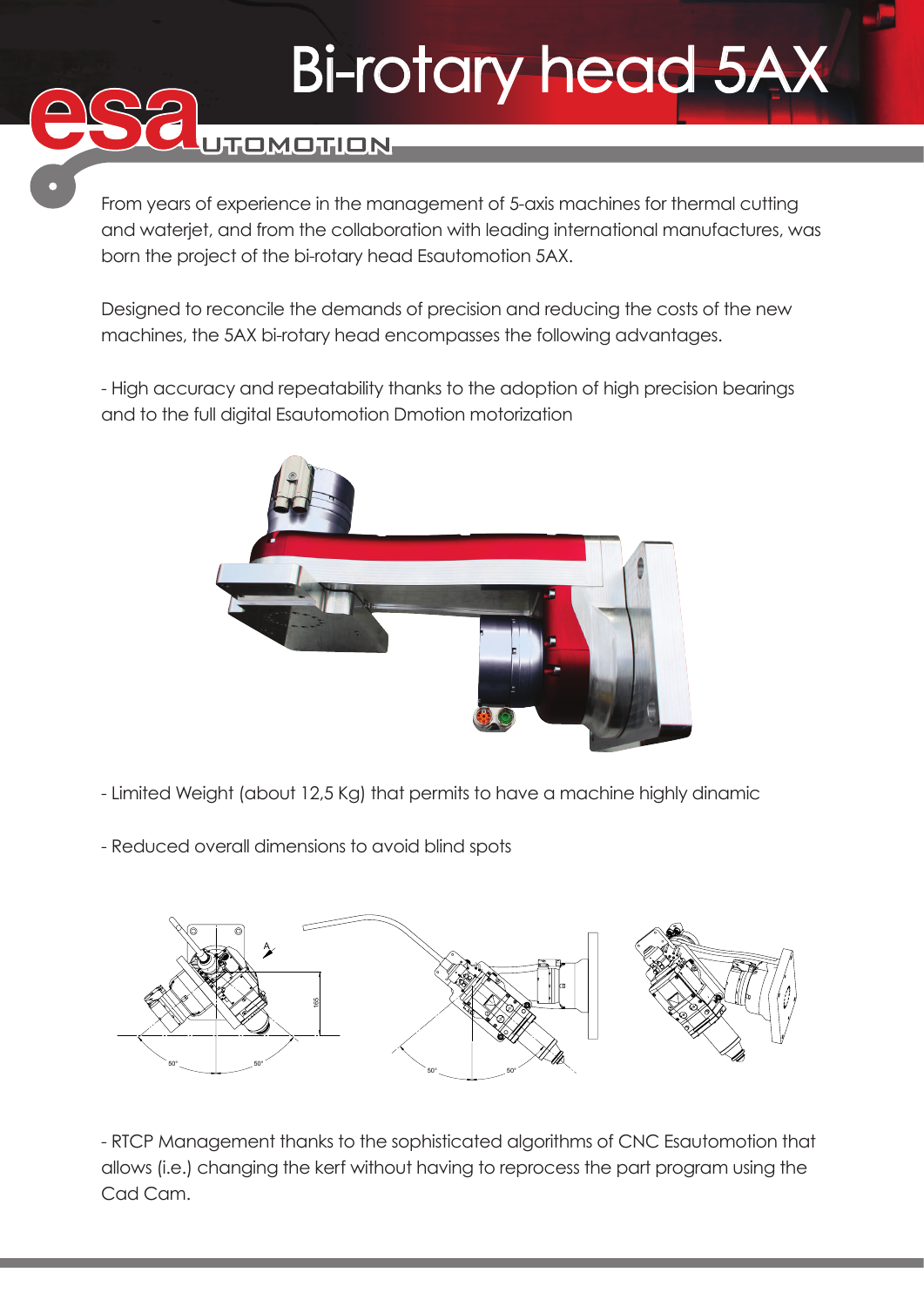# Bi-rotary head 5AX

From years of experience in the management of 5-axis machines for thermal cutting and waterjet, and from the collaboration with leading international manufactures, was born the project of the bi-rotary head Esautomotion 5AX.

Designed to reconcile the demands of precision and reducing the costs of the new machines, the 5AX bi-rotary head encompasses the following advantages.

- High accuracy and repeatability thanks to the adoption of high precision bearings and to the full digital Esautomotion Dmotion motorization

- Limited Weight (about 12,5 Kg) that permits to have a machine highly dinamic

- Reduced overall dimensions to avoid blind spots

- RTCP Management thanks to the sophisticated algorithms of CNC Esautomotion that allows (i.e.) changing the kerf without having to reprocess the part program using the Cad Cam.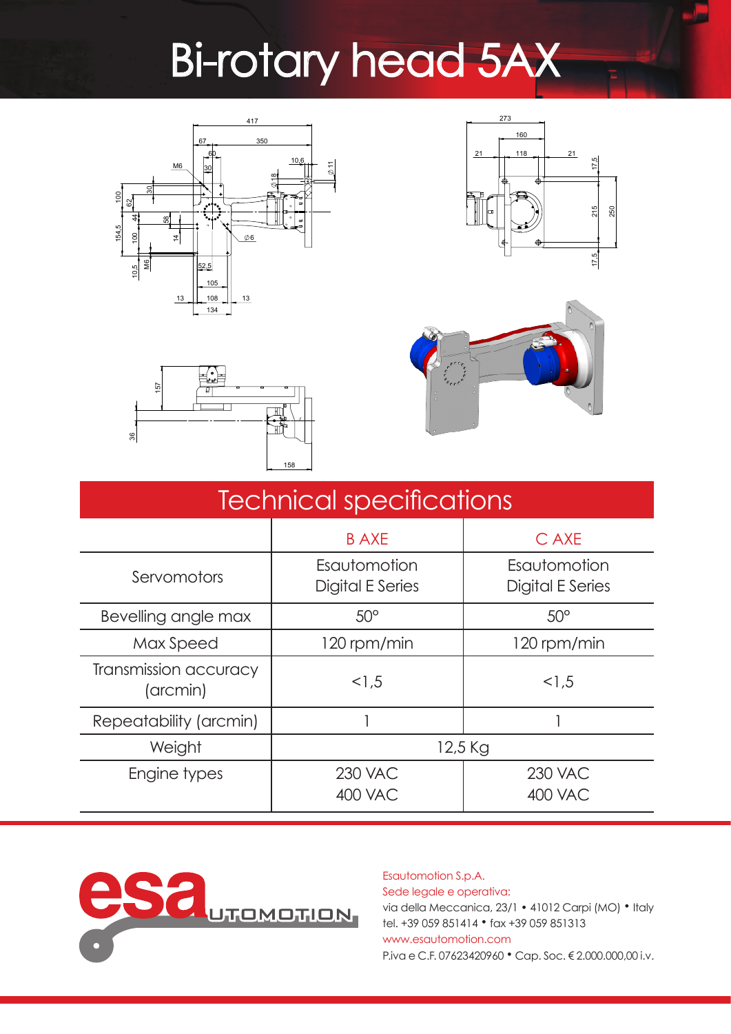# Bi-rotary head 5AX

## Technical specifications

| | B AXE | C AXE |
|---|---|---|
| Servomotors | Esautomotion Digital E Series | Esautomotion Digital E Series |
| Bevelling angle max | 50° | 50° |
| Max Speed | 120 rpm/min | 120 rpm/min |
| Transmission accuracy (arcmin) | <1,5 | <1,5 |
| Repeatability (arcmin) | 1 | 1 |
| Weight | 12,5 Kg | |
| Engine types | 230 VAC<br>400 VAC | 230 VAC<br>400 VAC |

Esautomotion S.p.A.
Sede legale e operativa:
via della Meccanica, 23/1 • 41012 Carpi (MO) • Italy
tel. +39 059 851414 • fax +39 059 851313
www.esautomotion.com
P.iva e C.F. 07623420960 • Cap. Soc. € 2.000.000,00 i.v.